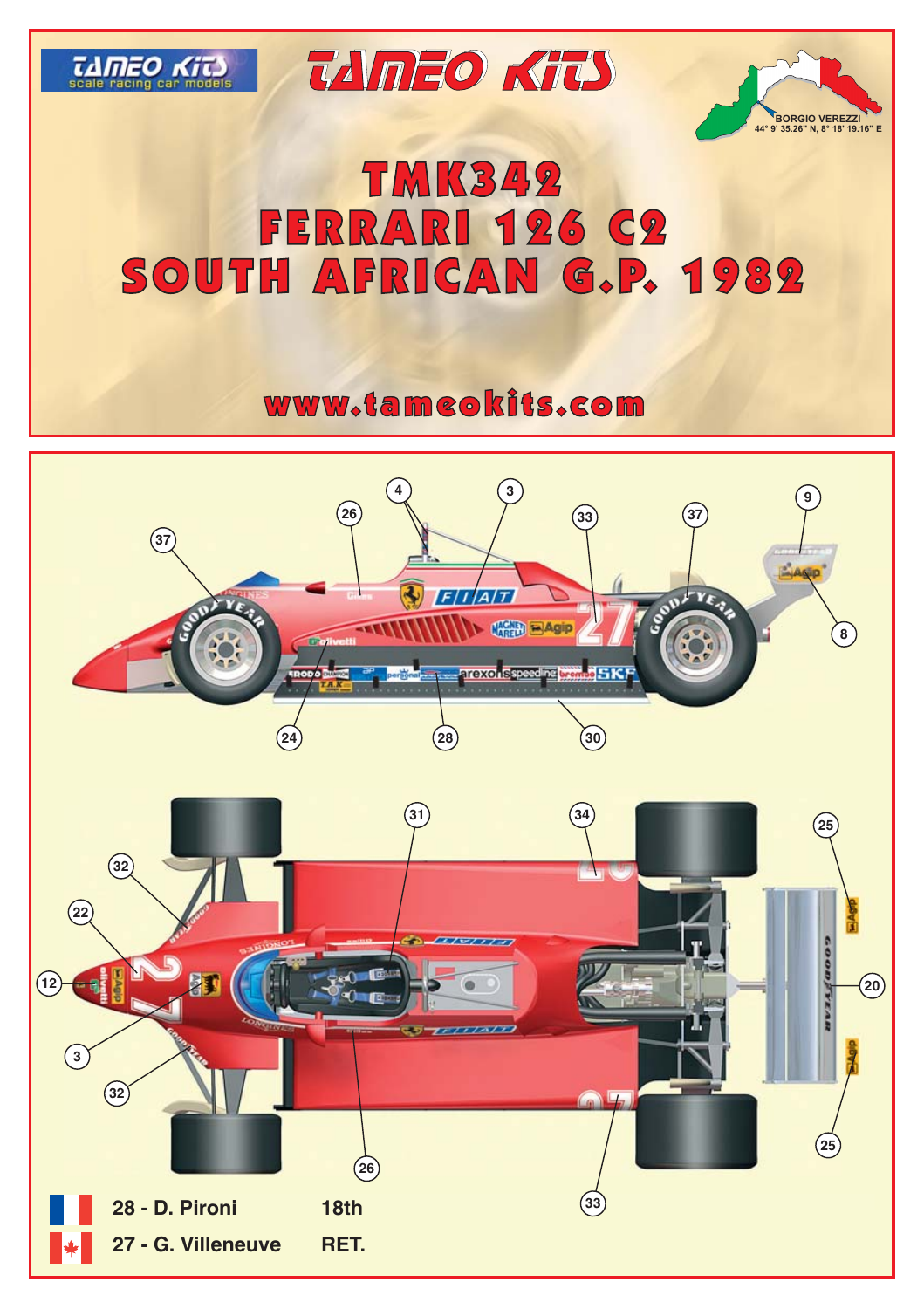TAMEO KITS
scale racing car models

# TAMEO KITS

BORGIO VEREZZI
44° 9' 35.26" N, 8° 18' 19.16" E

# TMK342
# FERRARI 126 C2
# SOUTH AFRICAN G.P. 1982

www.tameokits.com

| | | |
|---|---|---|
| 28 - D. Pironi | 18th | |
| 27 - G. Villeneuve | RET. | |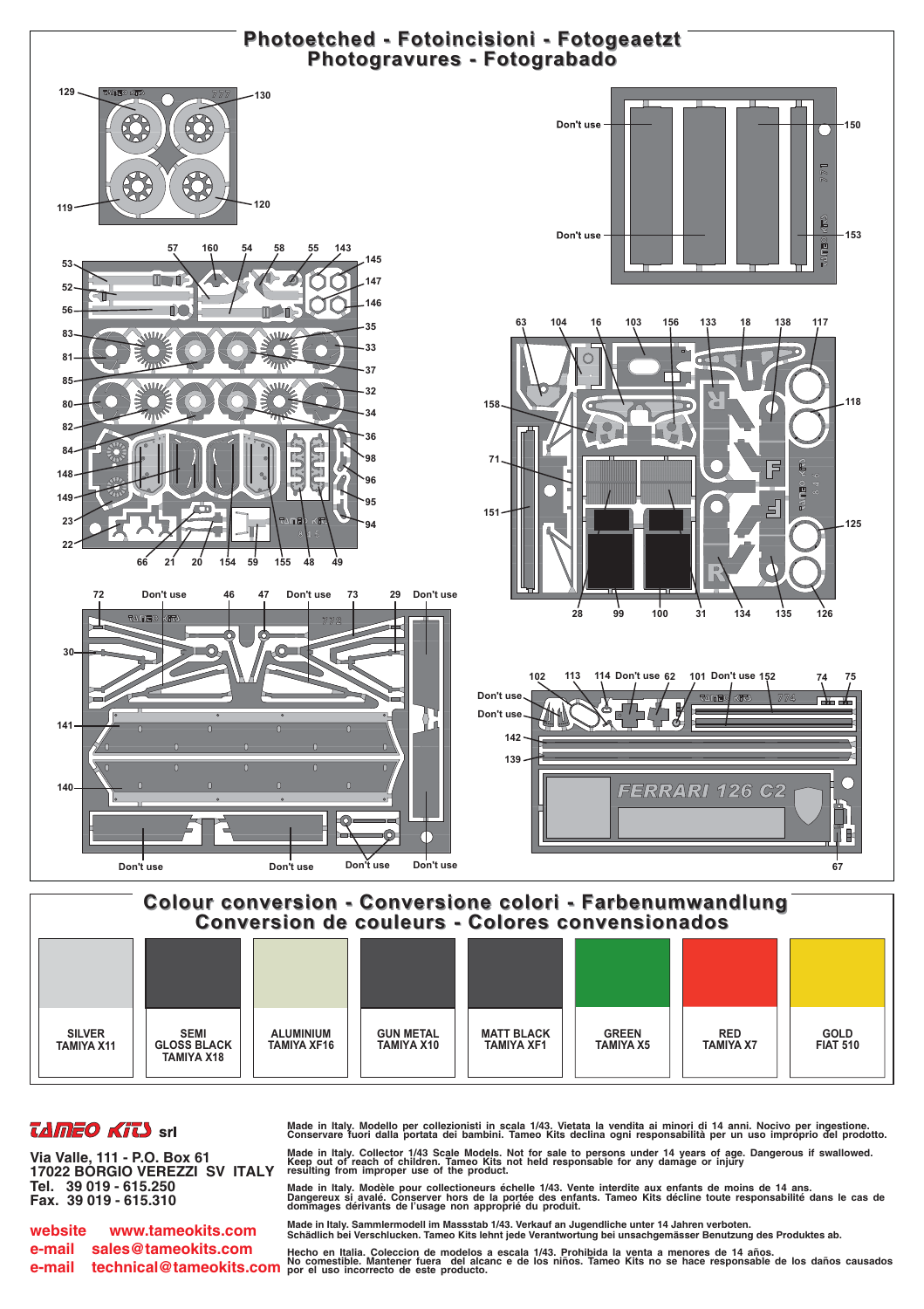# Photoetched - Fotoincisioni - Fotogeaetzt
# Photogravures - Fotograbado

129 130 119 120

Don't use 150
Don't use 153

57 160 54 58 55 143
53 145 52 147 56 146 83 35 81 33 85 37 80 32 82 34 84 36 148 98 149 96 23 95 22 94
66 21 20 154 59 155 48 49

63 104 16 103 156 133 18 138 117
158 118 71 151 125
28 99 100 31 134 135 126

72 Don't use 46 47 Don't use 73 29 Don't use
30 141 140
Don't use Don't use Don't use Don't use

102 113 114 Don't use 62 101 Don't use 152 74 75
Don't use
Don't use
142
139
FERRARI 126 C2
67

# Colour conversion - Conversione colori - Farbenumwandlung
# Conversion de couleurs - Colores convensionados

| SILVER TAMIYA X11 | SEMI GLOSS BLACK TAMIYA X18 | ALUMINIUM TAMIYA XF16 | GUN METAL TAMIYA X10 | MATT BLACK TAMIYA XF1 | GREEN TAMIYA X5 | RED TAMIYA X7 | GOLD FIAT 510 |
|---|---|---|---|---|---|---|---|

**TAMEO KITS srl**

Via Valle, 111 - P.O. Box 61
17022 BORGIO VEREZZI SV ITALY
Tel. 39 019 - 615.250
Fax. 39 019 - 615.310

website www.tameokits.com
e-mail sales@tameokits.com
e-mail technical@tameokits.com

Made in Italy. Modello per collezionisti in scala 1/43. Vietata la vendita ai minori di 14 anni. Nocivo per ingestione. Conservare fuori dalla portata dei bambini. Tameo Kits declina ogni responsabilità per un uso improprio del prodotto.

Made in Italy. Collector 1/43 Scale Models. Not for sale to persons under 14 years of age. Dangerous if swallowed. Keep out of reach of children. Tameo Kits not held responsable for any damage or injury resulting from improper use of the product.

Made in Italy. Modèle pour collectioneurs échelle 1/43. Vente interdite aux enfants de moins de 14 ans. Dangereux si avalé. Conserver hors de la portée des enfants. Tameo Kits décline toute responsabilité dans le cas de dommages dérivants de l'usage non approprié du produit.

Made in Italy. Sammlermodell im Massstab 1/43. Verkauf an Jugendliche unter 14 Jahren verboten. Schädlich bei Verschlucken. Tameo Kits lehnt jede Verantwortung bei unsachgemässer Benutzung des Produktes ab.

Hecho en Italia. Coleccion de modelos a escala 1/43. Prohibida la venta a menores de 14 años. No comestible. Mantener fuera del alcanc e de los niños. Tameo Kits no se hace responsable de los daños causados por el uso incorrecto de este producto.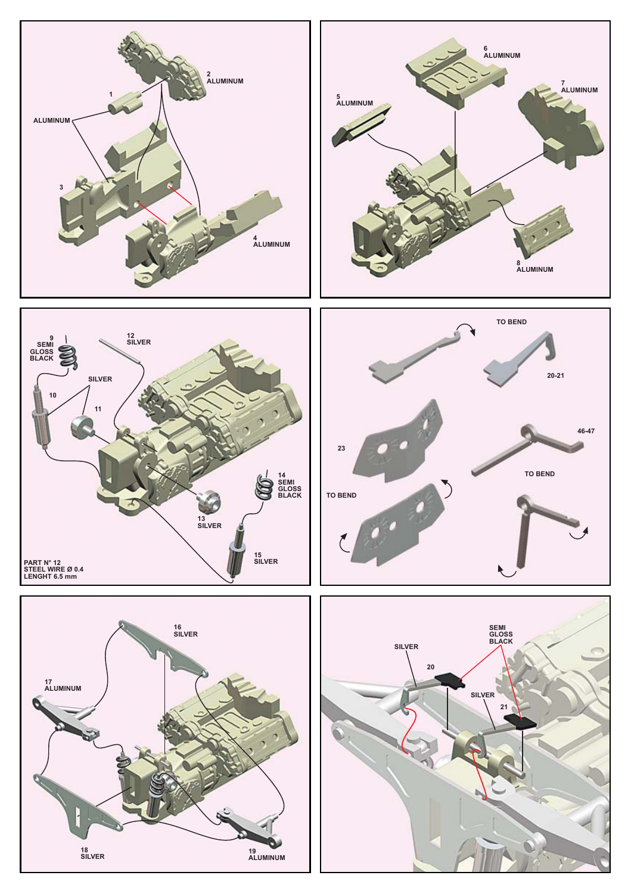2
ALUMINUM

1

ALUMINUM

3

4
ALUMINUM

6
ALUMINUM

5
ALUMINUM

7
ALUMINUM

8
ALUMINUM

9
SEMI
GLOSS
BLACK

12
SILVER

SILVER

10

11

14
SEMI
GLOSS
BLACK

13
SILVER

15
SILVER

PART N° 12
STEEL WIRE Ø 0.4
LENGHT 6.5 mm

TO BEND

20-21

23

46-47

TO BEND

TO BEND

16
SILVER

17
ALUMINUM

18
SILVER

19
ALUMINUM

SEMI
GLOSS
BLACK

SILVER

20

SILVER

21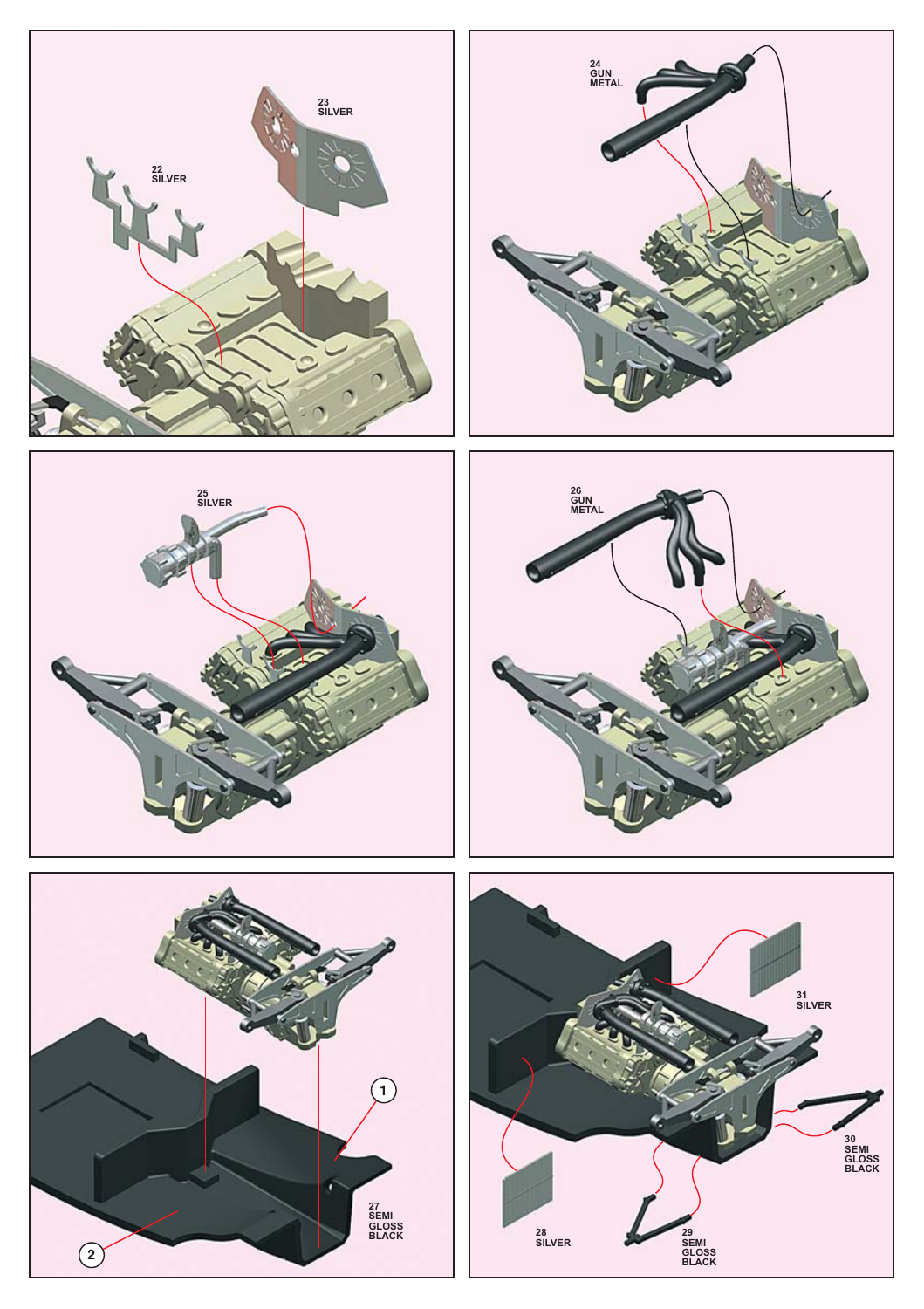23
SILVER

22
SILVER

24
GUN
METAL

25
SILVER

26
GUN
METAL

1

2

27
SEMI
GLOSS
BLACK

31
SILVER

30
SEMI
GLOSS
BLACK

28
SILVER

29
SEMI
GLOSS
BLACK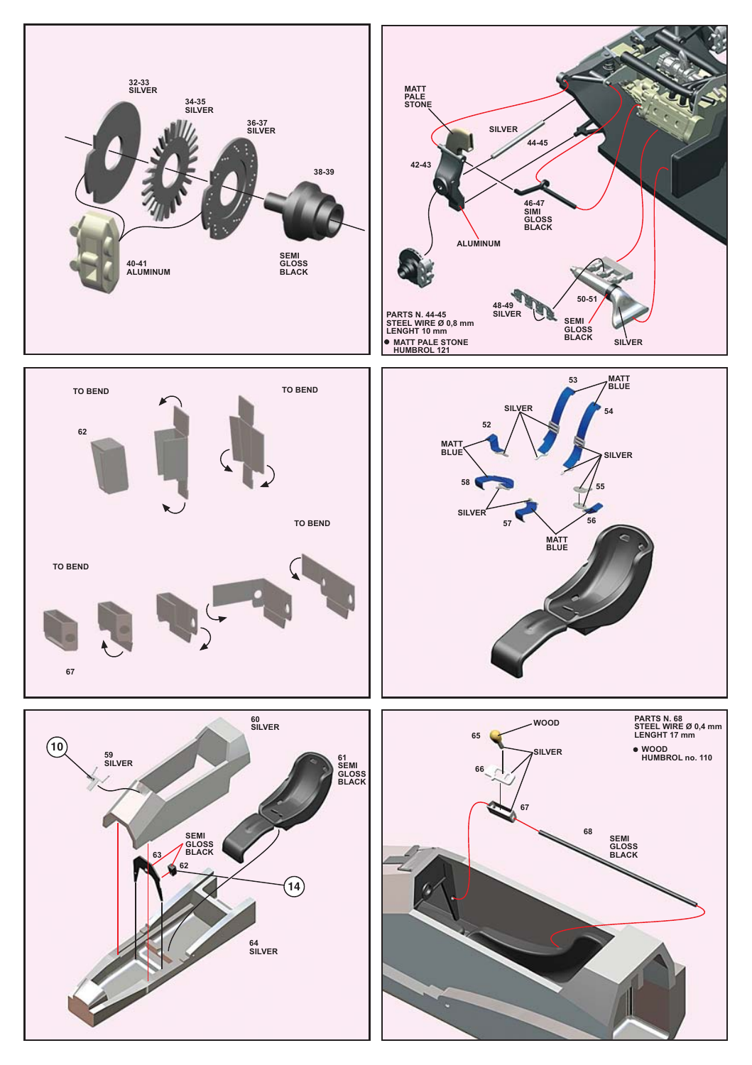32-33
SILVER

34-35
SILVER

36-37
SILVER

38-39

40-41
ALUMINUM

SEMI
GLOSS
BLACK

MATT
PALE
STONE

SILVER

44-45

42-43

46-47
SIMI
GLOSS
BLACK

ALUMINUM

48-49
SILVER

50-51

SEMI
GLOSS
BLACK

SILVER

PARTS N. 44-45
STEEL WIRE Ø 0,8 mm
LENGHT 10 mm

● MATT PALE STONE
HUMBROL 121

TO BEND

TO BEND

62

TO BEND

TO BEND

67

53

MATT
BLUE

54

SILVER

52

MATT
BLUE

SILVER

58

55

SILVER

57

56

MATT
BLUE

60
SILVER

10

59
SILVER

61
SEMI
GLOSS
BLACK

SEMI
GLOSS
BLACK

63

62

14

64
SILVER

WOOD

65

SILVER

66

67

68

SEMI
GLOSS
BLACK

PARTS N. 68
STEEL WIRE Ø 0,4 mm
LENGHT 17 mm

● WOOD
HUMBROL no. 110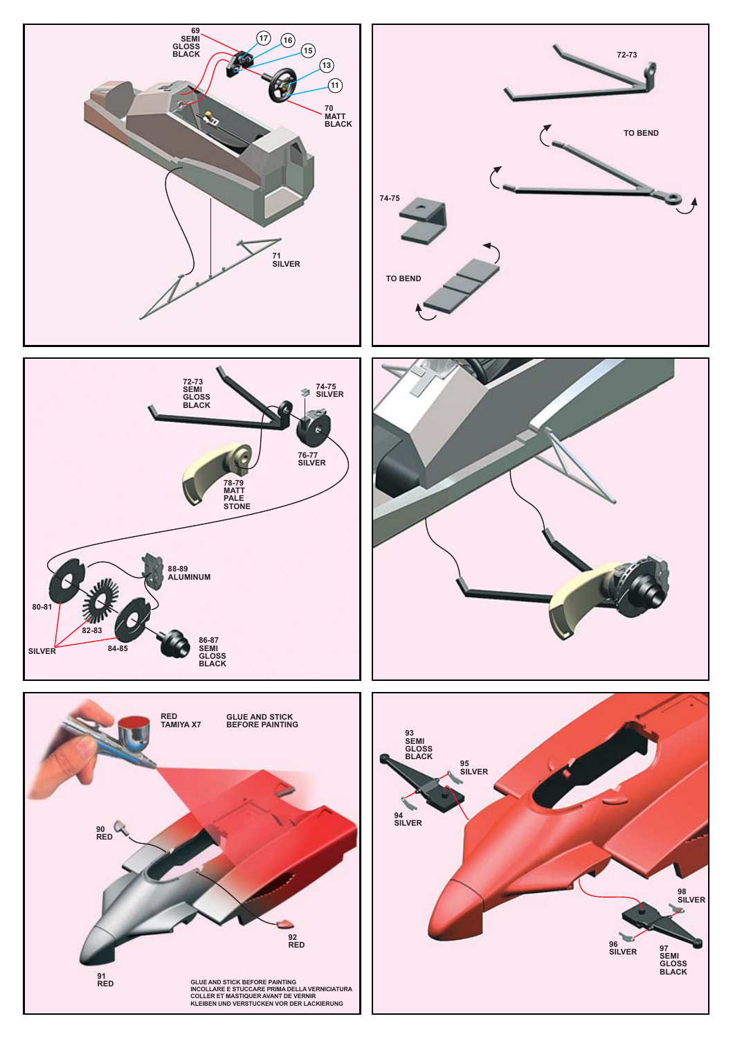69
SEMI
GLOSS
BLACK

17

16

15

13

11

70
MATT
BLACK

71
SILVER

72-73

TO BEND

74-75

TO BEND

72-73
SEMI
GLOSS
BLACK

74-75
SILVER

76-77
SILVER

78-79
MATT
PALE
STONE

88-89
ALUMINUM

80-81

82-83

84-85

SILVER

86-87
SEMI
GLOSS
BLACK

RED
TAMIYA X7

GLUE AND STICK
BEFORE PAINTING

90
RED

92
RED

91
RED

GLUE AND STICK BEFORE PAINTING
INCOLLARE E STUCCARE PRIMA DELLA VERNICIATURA
COLLER ET MASTIQUER AVANT DE VERNIR
KLEIBEN UND VERSTUCKEN VOR DER LACKIERUNG

93
SEMI
GLOSS
BLACK

95
SILVER

94
SILVER

98
SILVER

96
SILVER

97
SEMI
GLOSS
BLACK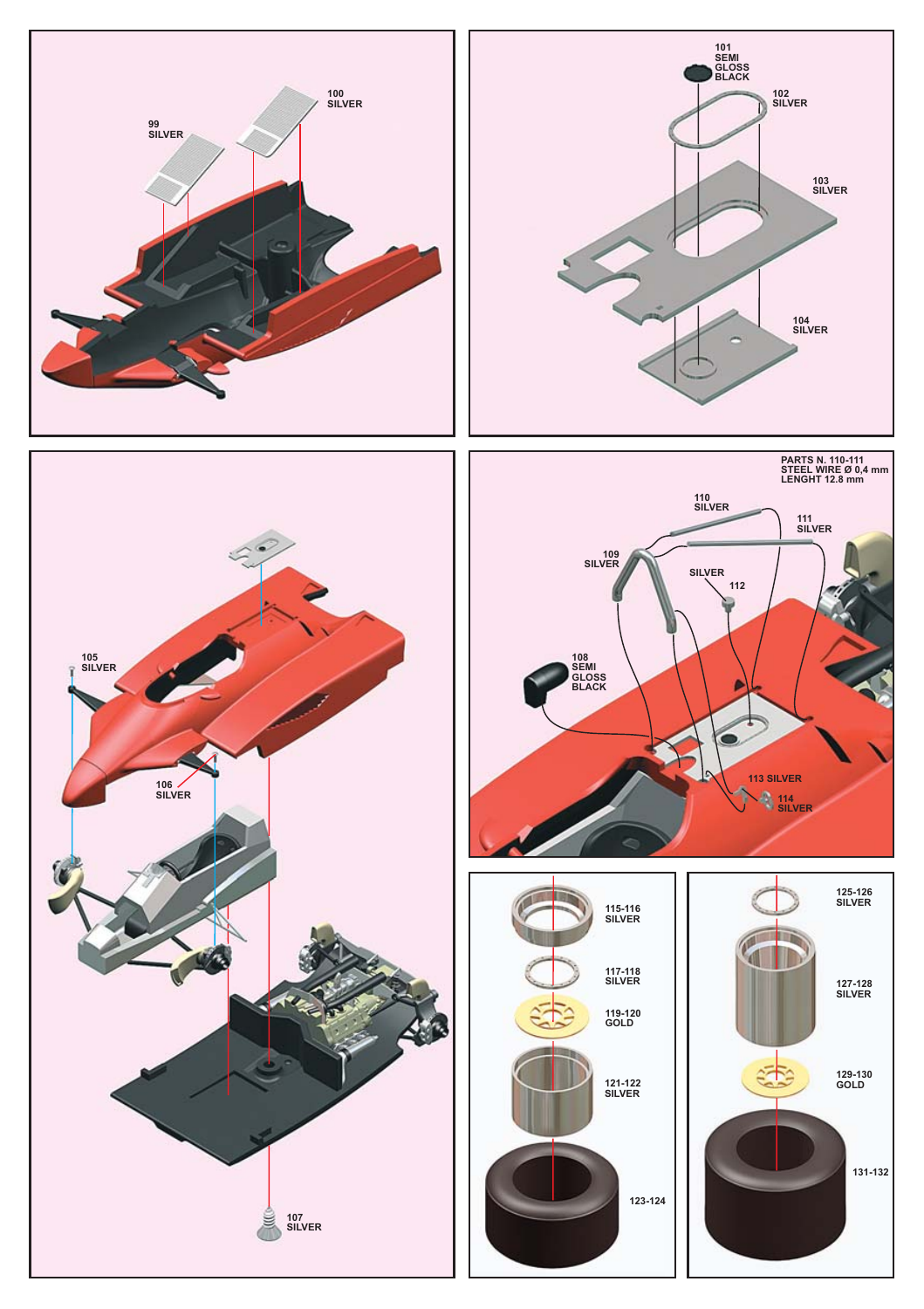99
SILVER

100
SILVER

101
SEMI
GLOSS
BLACK

102
SILVER

103
SILVER

104
SILVER

105
SILVER

106
SILVER

107
SILVER

PARTS N. 110-111
STEEL WIRE Ø 0,4 mm
LENGHT 12.8 mm

110
SILVER

111
SILVER

109
SILVER

SILVER
112

108
SEMI
GLOSS
BLACK

113 SILVER

114
SILVER

115-116
SILVER

117-118
SILVER

119-120
GOLD

121-122
SILVER

123-124

125-126
SILVER

127-128
SILVER

129-130
GOLD

131-132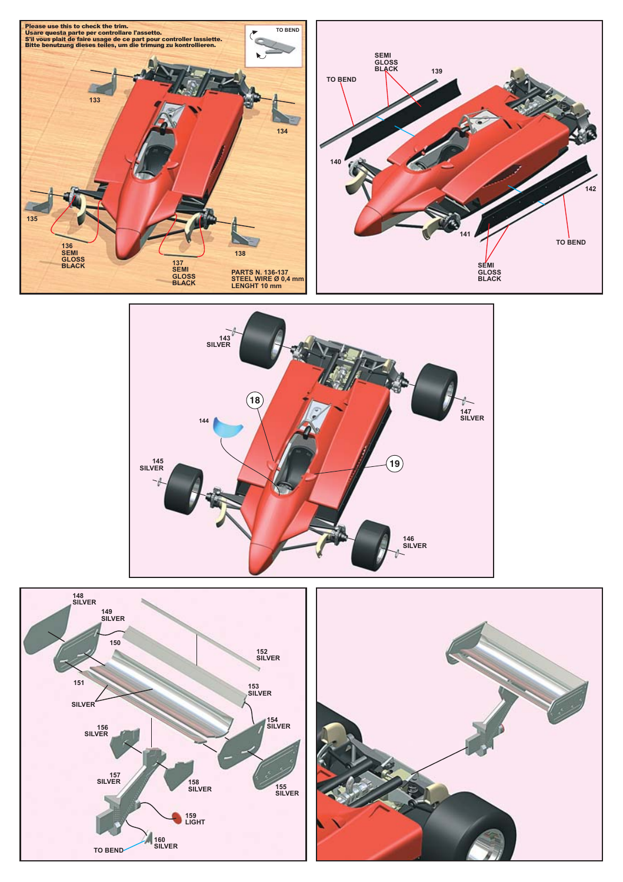Please use this to check the trim.
Usare questa parte per controllare lassiette.
S'il vous plait de faire usage de ce part pour controller lassiette.
Bitte benutzung dieses teiles, um die trimung zu kontrollieren.

TO BEND

133

134

135

136
SEMI
GLOSS
BLACK

137
SEMI
GLOSS
BLACK

138

PARTS N. 136-137
STEEL WIRE Ø 0,4 mm
LENGHT 10 mm

SEMI
GLOSS
BLACK

TO BEND

139

140

142

141

TO BEND

SEMI
GLOSS
BLACK

143
SILVER

18

144

147
SILVER

145
SILVER

19

146
SILVER

148
SILVER

149
SILVER

150

152
SILVER

151

153
SILVER

SILVER

154
SILVER

156
SILVER

157
SILVER

158
SILVER

155
SILVER

159
LIGHT

160
SILVER

TO BEND